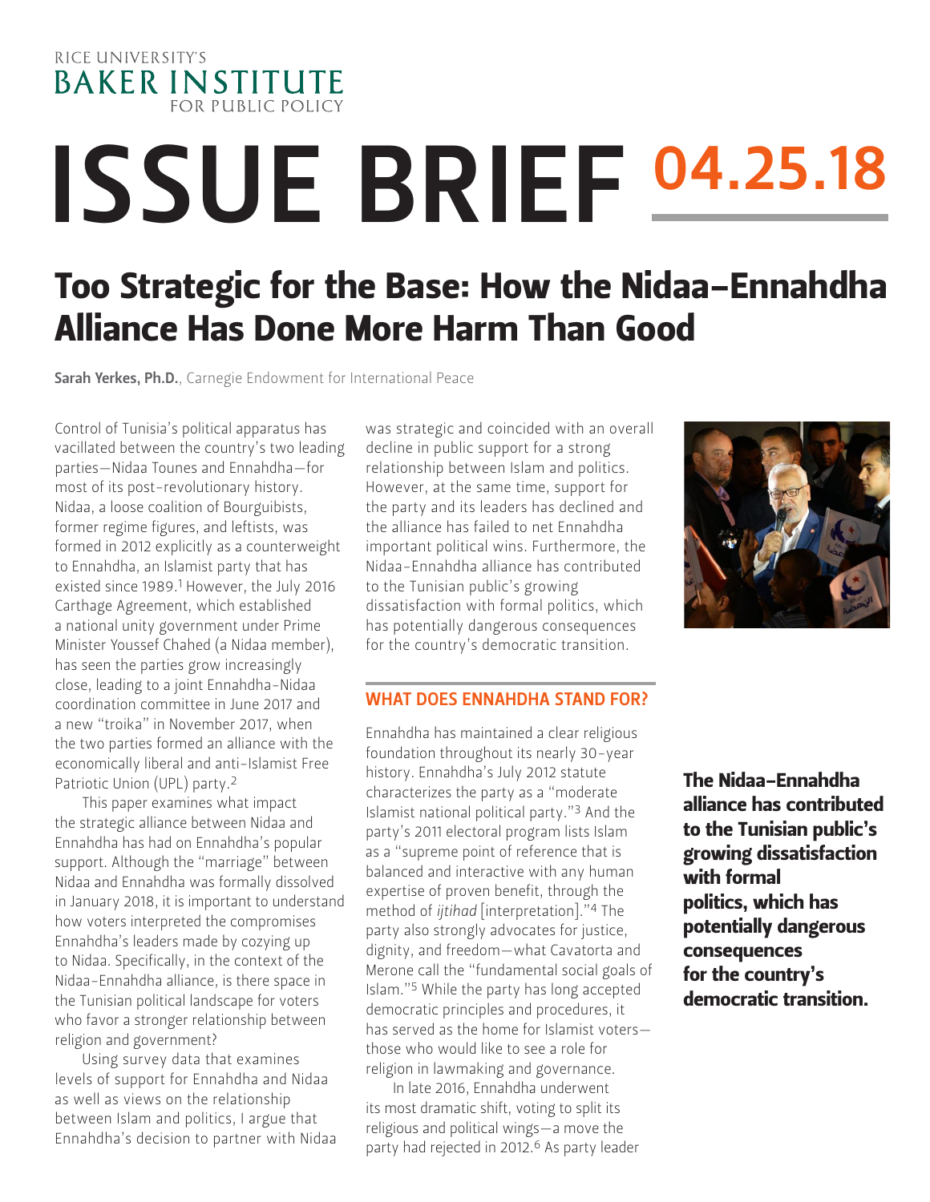RICE UNIVERSITY'S BAKER INSTITUTE FOR PUBLIC POLICY

# ISSUE BRIEF 04.25.18

## Too Strategic for the Base: How the Nidaa-Ennahdha Alliance Has Done More Harm Than Good

**Sarah Yerkes, Ph.D.**, Carnegie Endowment for International Peace

Control of Tunisia's political apparatus has vacillated between the country's two leading parties—Nidaa Tounes and Ennahdha—for most of its post-revolutionary history. Nidaa, a loose coalition of Bourguibists, former regime figures, and leftists, was formed in 2012 explicitly as a counterweight to Ennahdha, an Islamist party that has existed since 1989.[1] However, the July 2016 Carthage Agreement, which established a national unity government under Prime Minister Youssef Chahed (a Nidaa member), has seen the parties grow increasingly close, leading to a joint Ennahdha-Nidaa coordination committee in June 2017 and a new "troika" in November 2017, when the two parties formed an alliance with the economically liberal and anti-Islamist Free Patriotic Union (UPL) party.[2]

This paper examines what impact the strategic alliance between Nidaa and Ennahdha has had on Ennahdha's popular support. Although the "marriage" between Nidaa and Ennahdha was formally dissolved in January 2018, it is important to understand how voters interpreted the compromises Ennahdha's leaders made by cozying up to Nidaa. Specifically, in the context of the Nidaa-Ennahdha alliance, is there space in the Tunisian political landscape for voters who favor a stronger relationship between religion and government?

Using survey data that examines levels of support for Ennahdha and Nidaa as well as views on the relationship between Islam and politics, I argue that Ennahdha's decision to partner with Nidaa was strategic and coincided with an overall decline in public support for a strong relationship between Islam and politics. However, at the same time, support for the party and its leaders has declined and the alliance has failed to net Ennahdha important political wins. Furthermore, the Nidaa-Ennahdha alliance has contributed to the Tunisian public's growing dissatisfaction with formal politics, which has potentially dangerous consequences for the country's democratic transition.

**The Nidaa-Ennahdha alliance has contributed to the Tunisian public's growing dissatisfaction with formal politics, which has potentially dangerous consequences for the country's democratic transition.**

### WHAT DOES ENNAHDHA STAND FOR?

Ennahdha has maintained a clear religious foundation throughout its nearly 30-year history. Ennahdha's July 2012 statute characterizes the party as a "moderate Islamist national political party."[3] And the party's 2011 electoral program lists Islam as a "supreme point of reference that is balanced and interactive with any human expertise of proven benefit, through the method of *ijtihad* [interpretation]."[4] The party also strongly advocates for justice, dignity, and freedom—what Cavatorta and Merone call the "fundamental social goals of Islam."[5] While the party has long accepted democratic principles and procedures, it has served as the home for Islamist voters—those who would like to see a role for religion in lawmaking and governance.

In late 2016, Ennahdha underwent its most dramatic shift, voting to split its religious and political wings—a move the party had rejected in 2012.[6] As party leader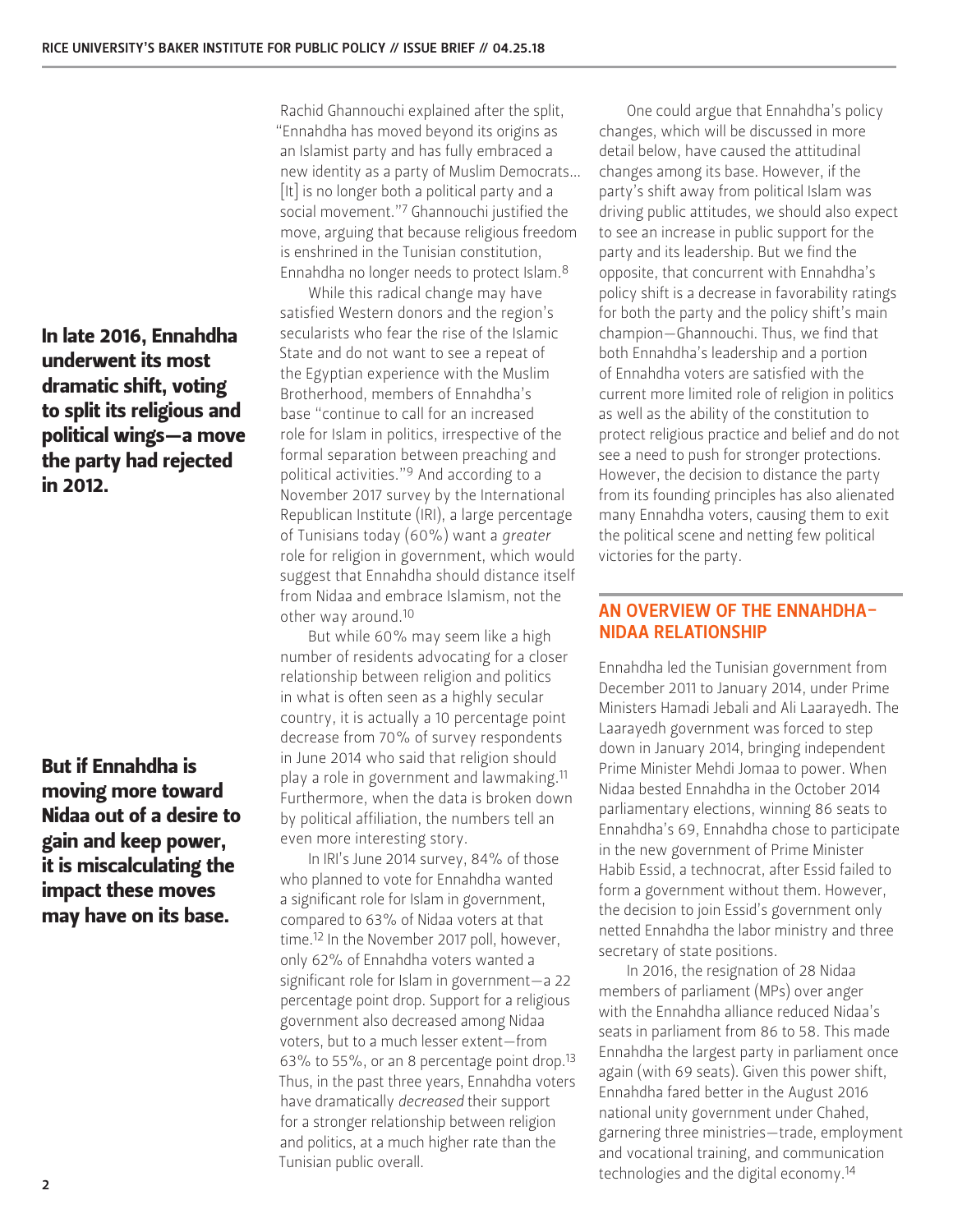Rachid Ghannouchi explained after the split, "Ennahdha has moved beyond its origins as an Islamist party and has fully embraced a new identity as a party of Muslim Democrats… [It] is no longer both a political party and a social movement."[7] Ghannouchi justified the move, arguing that because religious freedom is enshrined in the Tunisian constitution, Ennahdha no longer needs to protect Islam.[8]

**In late 2016, Ennahdha underwent its most dramatic shift, voting to split its religious and political wings—a move the party had rejected in 2012.**

While this radical change may have satisfied Western donors and the region's secularists who fear the rise of the Islamic State and do not want to see a repeat of the Egyptian experience with the Muslim Brotherhood, members of Ennahdha's base "continue to call for an increased role for Islam in politics, irrespective of the formal separation between preaching and political activities."[9] And according to a November 2017 survey by the International Republican Institute (IRI), a large percentage of Tunisians today (60%) want a *greater* role for religion in government, which would suggest that Ennahdha should distance itself from Nidaa and embrace Islamism, not the other way around.[10]

But while 60% may seem like a high number of residents advocating for a closer relationship between religion and politics in what is often seen as a highly secular country, it is actually a 10 percentage point decrease from 70% of survey respondents in June 2014 who said that religion should play a role in government and lawmaking.[11] Furthermore, when the data is broken down by political affiliation, the numbers tell an even more interesting story.

**But if Ennahdha is moving more toward Nidaa out of a desire to gain and keep power, it is miscalculating the impact these moves may have on its base.**

In IRI's June 2014 survey, 84% of those who planned to vote for Ennahdha wanted a significant role for Islam in government, compared to 63% of Nidaa voters at that time.[12] In the November 2017 poll, however, only 62% of Ennahdha voters wanted a significant role for Islam in government—a 22 percentage point drop. Support for a religious government also decreased among Nidaa voters, but to a much lesser extent—from 63% to 55%, or an 8 percentage point drop.[13] Thus, in the past three years, Ennahdha voters have dramatically *decreased* their support for a stronger relationship between religion and politics, at a much higher rate than the Tunisian public overall.

One could argue that Ennahdha's policy changes, which will be discussed in more detail below, have caused the attitudinal changes among its base. However, if the party's shift away from political Islam was driving public attitudes, we should also expect to see an increase in public support for the party and its leadership. But we find the opposite, that concurrent with Ennahdha's policy shift is a decrease in favorability ratings for both the party and the policy shift's main champion—Ghannouchi. Thus, we find that both Ennahdha's leadership and a portion of Ennahdha voters are satisfied with the current more limited role of religion in politics as well as the ability of the constitution to protect religious practice and belief and do not see a need to push for stronger protections. However, the decision to distance the party from its founding principles has also alienated many Ennahdha voters, causing them to exit the political scene and netting few political victories for the party.

## AN OVERVIEW OF THE ENNAHDHA–NIDAA RELATIONSHIP

Ennahdha led the Tunisian government from December 2011 to January 2014, under Prime Ministers Hamadi Jebali and Ali Laarayedh. The Laarayedh government was forced to step down in January 2014, bringing independent Prime Minister Mehdi Jomaa to power. When Nidaa bested Ennahdha in the October 2014 parliamentary elections, winning 86 seats to Ennahdha's 69, Ennahdha chose to participate in the new government of Prime Minister Habib Essid, a technocrat, after Essid failed to form a government without them. However, the decision to join Essid's government only netted Ennahdha the labor ministry and three secretary of state positions.

In 2016, the resignation of 28 Nidaa members of parliament (MPs) over anger with the Ennahdha alliance reduced Nidaa's seats in parliament from 86 to 58. This made Ennahdha the largest party in parliament once again (with 69 seats). Given this power shift, Ennahdha fared better in the August 2016 national unity government under Chahed, garnering three ministries—trade, employment and vocational training, and communication technologies and the digital economy.[14]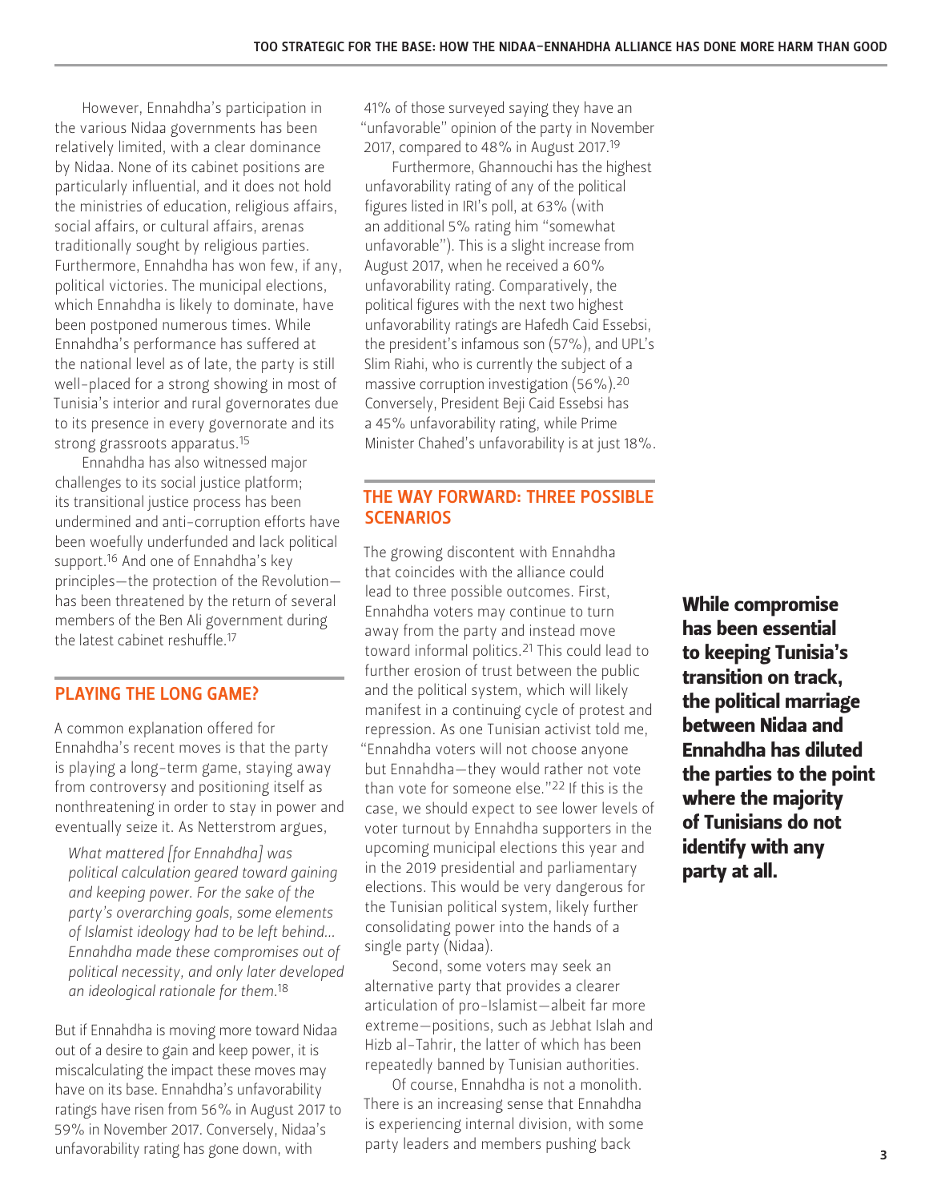However, Ennahdha's participation in the various Nidaa governments has been relatively limited, with a clear dominance by Nidaa. None of its cabinet positions are particularly influential, and it does not hold the ministries of education, religious affairs, social affairs, or cultural affairs, arenas traditionally sought by religious parties. Furthermore, Ennahdha has won few, if any, political victories. The municipal elections, which Ennahdha is likely to dominate, have been postponed numerous times. While Ennahdha's performance has suffered at the national level as of late, the party is still well-placed for a strong showing in most of Tunisia's interior and rural governorates due to its presence in every governorate and its strong grassroots apparatus.[15]

Ennahdha has also witnessed major challenges to its social justice platform; its transitional justice process has been undermined and anti-corruption efforts have been woefully underfunded and lack political support.[16] And one of Ennahdha's key principles—the protection of the Revolution—has been threatened by the return of several members of the Ben Ali government during the latest cabinet reshuffle.[17]

## PLAYING THE LONG GAME?

A common explanation offered for Ennahdha's recent moves is that the party is playing a long-term game, staying away from controversy and positioning itself as nonthreatening in order to stay in power and eventually seize it. As Netterstrom argues,

> *What mattered [for Ennahdha] was political calculation geared toward gaining and keeping power. For the sake of the party's overarching goals, some elements of Islamist ideology had to be left behind... Ennahdha made these compromises out of political necessity, and only later developed an ideological rationale for them.*[18]

But if Ennahdha is moving more toward Nidaa out of a desire to gain and keep power, it is miscalculating the impact these moves may have on its base. Ennahdha's unfavorability ratings have risen from 56% in August 2017 to 59% in November 2017. Conversely, Nidaa's unfavorability rating has gone down, with 41% of those surveyed saying they have an "unfavorable" opinion of the party in November 2017, compared to 48% in August 2017.[19]

Furthermore, Ghannouchi has the highest unfavorability rating of any of the political figures listed in IRI's poll, at 63% (with an additional 5% rating him "somewhat unfavorable"). This is a slight increase from August 2017, when he received a 60% unfavorability rating. Comparatively, the political figures with the next two highest unfavorability ratings are Hafedh Caid Essebsi, the president's infamous son (57%), and UPL's Slim Riahi, who is currently the subject of a massive corruption investigation (56%).[20] Conversely, President Beji Caid Essebsi has a 45% unfavorability rating, while Prime Minister Chahed's unfavorability is at just 18%.

## THE WAY FORWARD: THREE POSSIBLE SCENARIOS

The growing discontent with Ennahdha that coincides with the alliance could lead to three possible outcomes. First, Ennahdha voters may continue to turn away from the party and instead move toward informal politics.[21] This could lead to further erosion of trust between the public and the political system, which will likely manifest in a continuing cycle of protest and repression. As one Tunisian activist told me, "Ennahdha voters will not choose anyone but Ennahdha—they would rather not vote than vote for someone else."[22] If this is the case, we should expect to see lower levels of voter turnout by Ennahdha supporters in the upcoming municipal elections this year and in the 2019 presidential and parliamentary elections. This would be very dangerous for the Tunisian political system, likely further consolidating power into the hands of a single party (Nidaa).

Second, some voters may seek an alternative party that provides a clearer articulation of pro-Islamist—albeit far more extreme—positions, such as Jebhat Islah and Hizb al-Tahrir, the latter of which has been repeatedly banned by Tunisian authorities.

Of course, Ennahdha is not a monolith. There is an increasing sense that Ennahdha is experiencing internal division, with some party leaders and members pushing back

**While compromise has been essential to keeping Tunisia's transition on track, the political marriage between Nidaa and Ennahdha has diluted the parties to the point where the majority of Tunisians do not identify with any party at all.**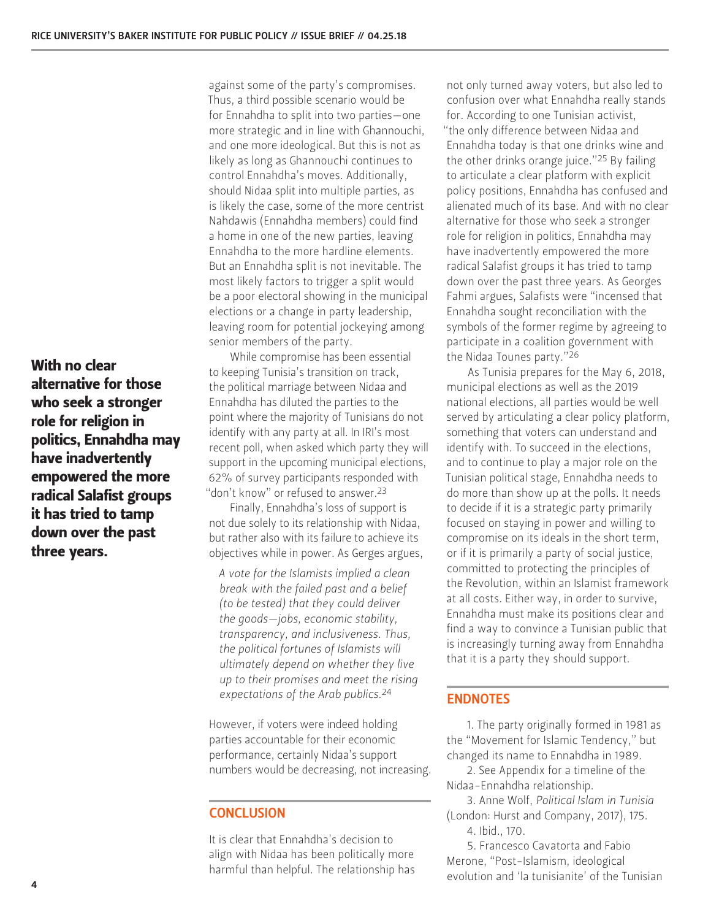against some of the party's compromises. Thus, a third possible scenario would be for Ennahdha to split into two parties—one more strategic and in line with Ghannouchi, and one more ideological. But this is not as likely as long as Ghannouchi continues to control Ennahdha's moves. Additionally, should Nidaa split into multiple parties, as is likely the case, some of the more centrist Nahdawis (Ennahdha members) could find a home in one of the new parties, leaving Ennahdha to the more hardline elements. But an Ennahdha split is not inevitable. The most likely factors to trigger a split would be a poor electoral showing in the municipal elections or a change in party leadership, leaving room for potential jockeying among senior members of the party.

**With no clear alternative for those who seek a stronger role for religion in politics, Ennahdha may have inadvertently empowered the more radical Salafist groups it has tried to tamp down over the past three years.**

While compromise has been essential to keeping Tunisia's transition on track, the political marriage between Nidaa and Ennahdha has diluted the parties to the point where the majority of Tunisians do not identify with any party at all. In IRI's most recent poll, when asked which party they will support in the upcoming municipal elections, 62% of survey participants responded with "don't know" or refused to answer.[23]

Finally, Ennahdha's loss of support is not due solely to its relationship with Nidaa, but rather also with its failure to achieve its objectives while in power. As Gerges argues,

> *A vote for the Islamists implied a clean break with the failed past and a belief (to be tested) that they could deliver the goods—jobs, economic stability, transparency, and inclusiveness. Thus, the political fortunes of Islamists will ultimately depend on whether they live up to their promises and meet the rising expectations of the Arab publics.*[24]

However, if voters were indeed holding parties accountable for their economic performance, certainly Nidaa's support numbers would be decreasing, not increasing.

## CONCLUSION

It is clear that Ennahdha's decision to align with Nidaa has been politically more harmful than helpful. The relationship has not only turned away voters, but also led to confusion over what Ennahdha really stands for. According to one Tunisian activist, "the only difference between Nidaa and Ennahdha today is that one drinks wine and the other drinks orange juice."[25] By failing to articulate a clear platform with explicit policy positions, Ennahdha has confused and alienated much of its base. And with no clear alternative for those who seek a stronger role for religion in politics, Ennahdha may have inadvertently empowered the more radical Salafist groups it has tried to tamp down over the past three years. As Georges Fahmi argues, Salafists were "incensed that Ennahdha sought reconciliation with the symbols of the former regime by agreeing to participate in a coalition government with the Nidaa Tounes party."[26]

As Tunisia prepares for the May 6, 2018, municipal elections as well as the 2019 national elections, all parties would be well served by articulating a clear policy platform, something that voters can understand and identify with. To succeed in the elections, and to continue to play a major role on the Tunisian political stage, Ennahdha needs to do more than show up at the polls. It needs to decide if it is a strategic party primarily focused on staying in power and willing to compromise on its ideals in the short term, or if it is primarily a party of social justice, committed to protecting the principles of the Revolution, within an Islamist framework at all costs. Either way, in order to survive, Ennahdha must make its positions clear and find a way to convince a Tunisian public that is increasingly turning away from Ennahdha that it is a party they should support.

## ENDNOTES

1. The party originally formed in 1981 as the "Movement for Islamic Tendency," but changed its name to Ennahdha in 1989.

2. See Appendix for a timeline of the Nidaa-Ennahdha relationship.

3. Anne Wolf, *Political Islam in Tunisia* (London: Hurst and Company, 2017), 175.

4. Ibid., 170.

5. Francesco Cavatorta and Fabio Merone, "Post-Islamism, ideological evolution and 'la tunisianite' of the Tunisian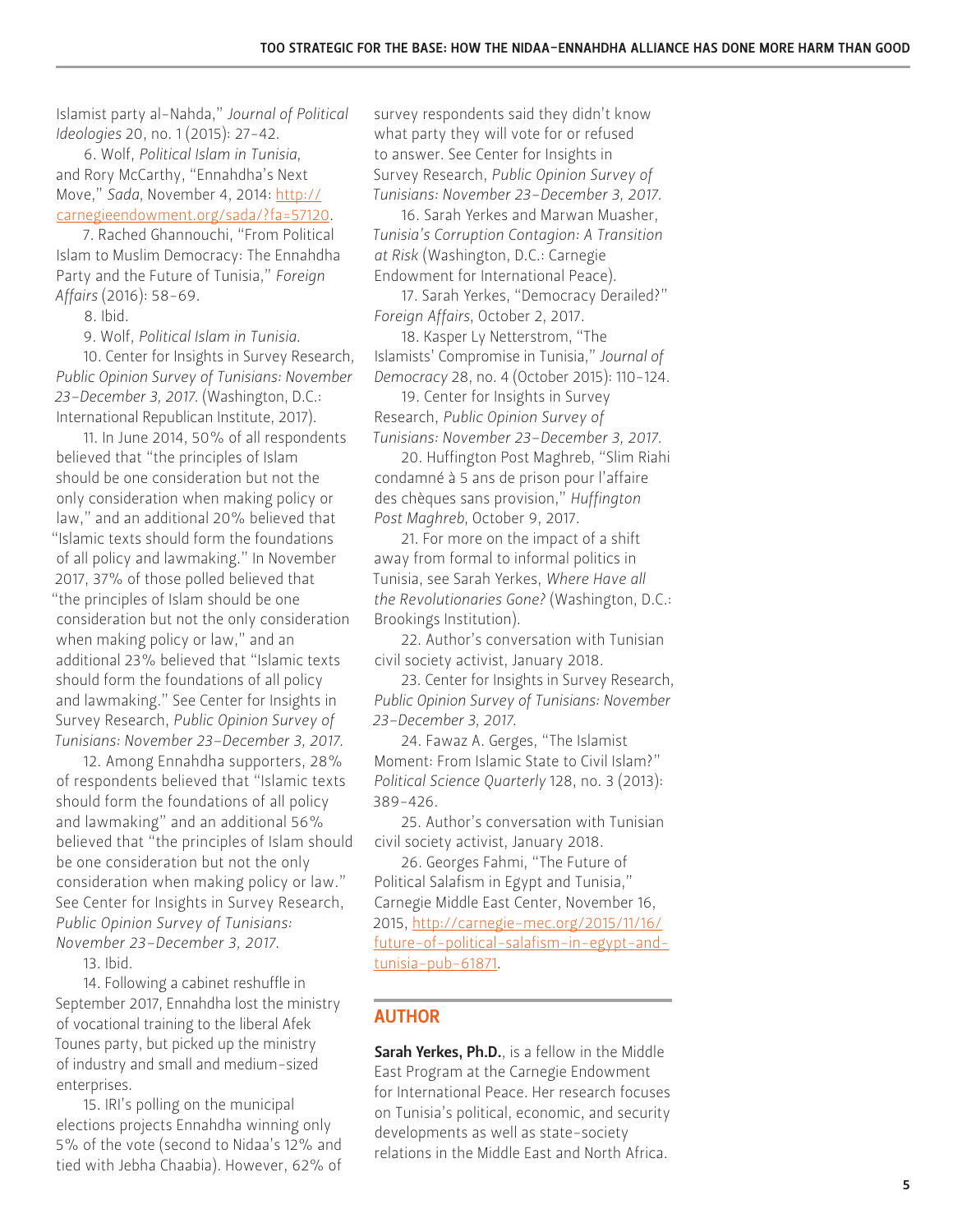Islamist party al-Nahda," *Journal of Political Ideologies* 20, no. 1 (2015): 27–42.

6. Wolf, *Political Islam in Tunisia*, and Rory McCarthy, "Ennahdha's Next Move," *Sada*, November 4, 2014: http://carnegieendowment.org/sada/?fa=57120.

7. Rached Ghannouchi, "From Political Islam to Muslim Democracy: The Ennahdha Party and the Future of Tunisia," *Foreign Affairs* (2016): 58–69.

8. Ibid.

9. Wolf, *Political Islam in Tunisia*.

10. Center for Insights in Survey Research, *Public Opinion Survey of Tunisians: November 23–December 3, 2017*. (Washington, D.C.: International Republican Institute, 2017).

11. In June 2014, 50% of all respondents believed that "the principles of Islam should be one consideration but not the only consideration when making policy or law," and an additional 20% believed that "Islamic texts should form the foundations of all policy and lawmaking." In November 2017, 37% of those polled believed that "the principles of Islam should be one consideration but not the only consideration when making policy or law," and an additional 23% believed that "Islamic texts should form the foundations of all policy and lawmaking." See Center for Insights in Survey Research, *Public Opinion Survey of Tunisians: November 23–December 3, 2017*.

12. Among Ennahdha supporters, 28% of respondents believed that "Islamic texts should form the foundations of all policy and lawmaking" and an additional 56% believed that "the principles of Islam should be one consideration but not the only consideration when making policy or law." See Center for Insights in Survey Research, *Public Opinion Survey of Tunisians: November 23–December 3, 2017*.

13. Ibid.

14. Following a cabinet reshuffle in September 2017, Ennahdha lost the ministry of vocational training to the liberal Afek Tounes party, but picked up the ministry of industry and small and medium-sized enterprises.

15. IRI's polling on the municipal elections projects Ennahdha winning only 5% of the vote (second to Nidaa's 12% and tied with Jebha Chaabia). However, 62% of survey respondents said they didn't know what party they will vote for or refused to answer. See Center for Insights in Survey Research, *Public Opinion Survey of Tunisians: November 23–December 3, 2017*.

16. Sarah Yerkes and Marwan Muasher, *Tunisia's Corruption Contagion: A Transition at Risk* (Washington, D.C.: Carnegie Endowment for International Peace).

17. Sarah Yerkes, "Democracy Derailed?" *Foreign Affairs*, October 2, 2017.

18. Kasper Ly Netterstrom, "The Islamists' Compromise in Tunisia," *Journal of Democracy* 28, no. 4 (October 2015): 110–124.

19. Center for Insights in Survey Research, *Public Opinion Survey of Tunisians: November 23–December 3, 2017*.

20. Huffington Post Maghreb, "Slim Riahi condamné à 5 ans de prison pour l'affaire des chèques sans provision," *Huffington Post Maghreb*, October 9, 2017.

21. For more on the impact of a shift away from formal to informal politics in Tunisia, see Sarah Yerkes, *Where Have all the Revolutionaries Gone?* (Washington, D.C.: Brookings Institution).

22. Author's conversation with Tunisian civil society activist, January 2018.

23. Center for Insights in Survey Research, *Public Opinion Survey of Tunisians: November 23–December 3, 2017*.

24. Fawaz A. Gerges, "The Islamist Moment: From Islamic State to Civil Islam?" *Political Science Quarterly* 128, no. 3 (2013): 389–426.

25. Author's conversation with Tunisian civil society activist, January 2018.

26. Georges Fahmi, "The Future of Political Salafism in Egypt and Tunisia," Carnegie Middle East Center, November 16, 2015, http://carnegie-mec.org/2015/11/16/future-of-political-salafism-in-egypt-and-tunisia-pub-61871.

## AUTHOR

**Sarah Yerkes, Ph.D.**, is a fellow in the Middle East Program at the Carnegie Endowment for International Peace. Her research focuses on Tunisia's political, economic, and security developments as well as state-society relations in the Middle East and North Africa.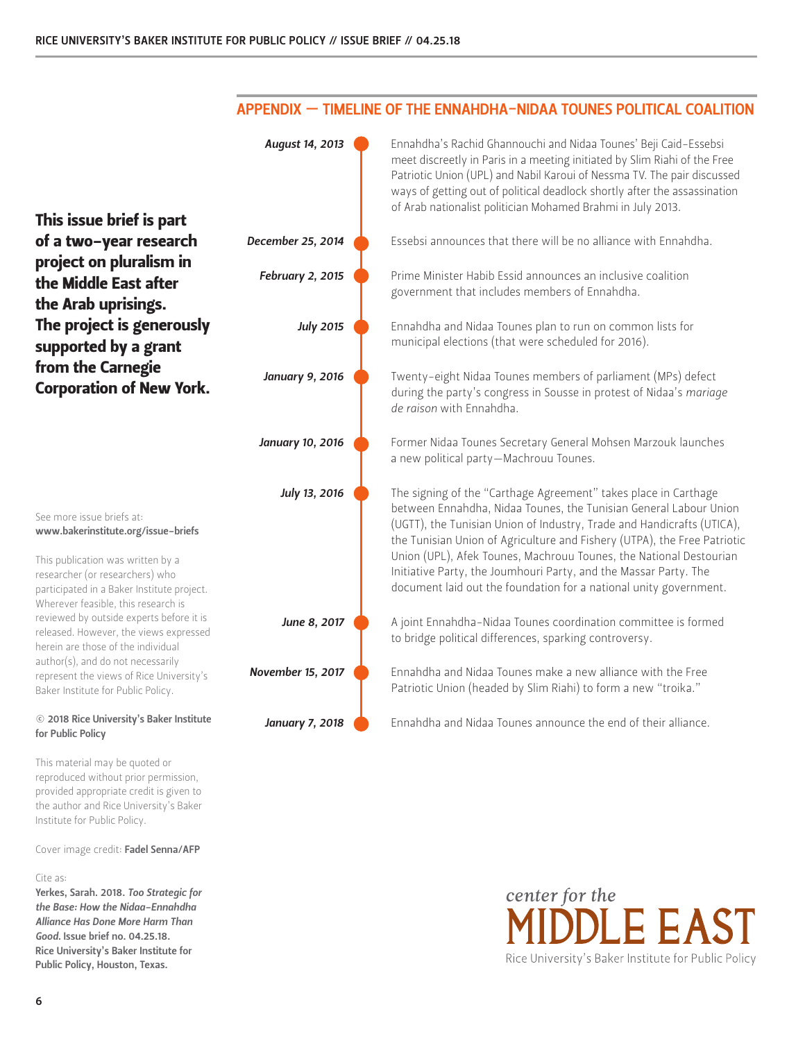## APPENDIX — TIMELINE OF THE ENNAHDHA-NIDAA TOUNES POLITICAL COALITION

***August 14, 2013*** — Ennahdha's Rachid Ghannouchi and Nidaa Tounes' Beji Caid-Essebsi meet discreetly in Paris in a meeting initiated by Slim Riahi of the Free Patriotic Union (UPL) and Nabil Karoui of Nessma TV. The pair discussed ways of getting out of political deadlock shortly after the assassination of Arab nationalist politician Mohamed Brahmi in July 2013.

***December 25, 2014*** — Essebsi announces that there will be no alliance with Ennahdha.

***February 2, 2015*** — Prime Minister Habib Essid announces an inclusive coalition government that includes members of Ennahdha.

***July 2015*** — Ennahdha and Nidaa Tounes plan to run on common lists for municipal elections (that were scheduled for 2016).

***January 9, 2016*** — Twenty-eight Nidaa Tounes members of parliament (MPs) defect during the party's congress in Sousse in protest of Nidaa's *mariage de raison* with Ennahdha.

***January 10, 2016*** — Former Nidaa Tounes Secretary General Mohsen Marzouk launches a new political party—Machrouu Tounes.

***July 13, 2016*** — The signing of the "Carthage Agreement" takes place in Carthage between Ennahdha, Nidaa Tounes, the Tunisian General Labour Union (UGTT), the Tunisian Union of Industry, Trade and Handicrafts (UTICA), the Tunisian Union of Agriculture and Fishery (UTPA), the Free Patriotic Union (UPL), Afek Tounes, Machrouu Tounes, the National Destourian Initiative Party, the Joumhouri Party, and the Massar Party. The document laid out the foundation for a national unity government.

***June 8, 2017*** — A joint Ennahdha-Nidaa Tounes coordination committee is formed to bridge political differences, sparking controversy.

***November 15, 2017*** — Ennahdha and Nidaa Tounes make a new alliance with the Free Patriotic Union (headed by Slim Riahi) to form a new "troika."

***January 7, 2018*** — Ennahdha and Nidaa Tounes announce the end of their alliance.

**This issue brief is part of a two-year research project on pluralism in the Middle East after the Arab uprisings. The project is generously supported by a grant from the Carnegie Corporation of New York.**

See more issue briefs at:
**www.bakerinstitute.org/issue-briefs**

This publication was written by a researcher (or researchers) who participated in a Baker Institute project. Wherever feasible, this research is reviewed by outside experts before it is released. However, the views expressed herein are those of the individual author(s), and do not necessarily represent the views of Rice University's Baker Institute for Public Policy.

**© 2018 Rice University's Baker Institute for Public Policy**

This material may be quoted or reproduced without prior permission, provided appropriate credit is given to the author and Rice University's Baker Institute for Public Policy.

Cover image credit: **Fadel Senna/AFP**

Cite as:
**Yerkes, Sarah. 2018. *Too Strategic for the Base: How the Nidaa-Ennahdha Alliance Has Done More Harm Than Good.* Issue brief no. 04.25.18. Rice University's Baker Institute for Public Policy, Houston, Texas.**

center for the
MIDDLE EAST
Rice University's Baker Institute for Public Policy